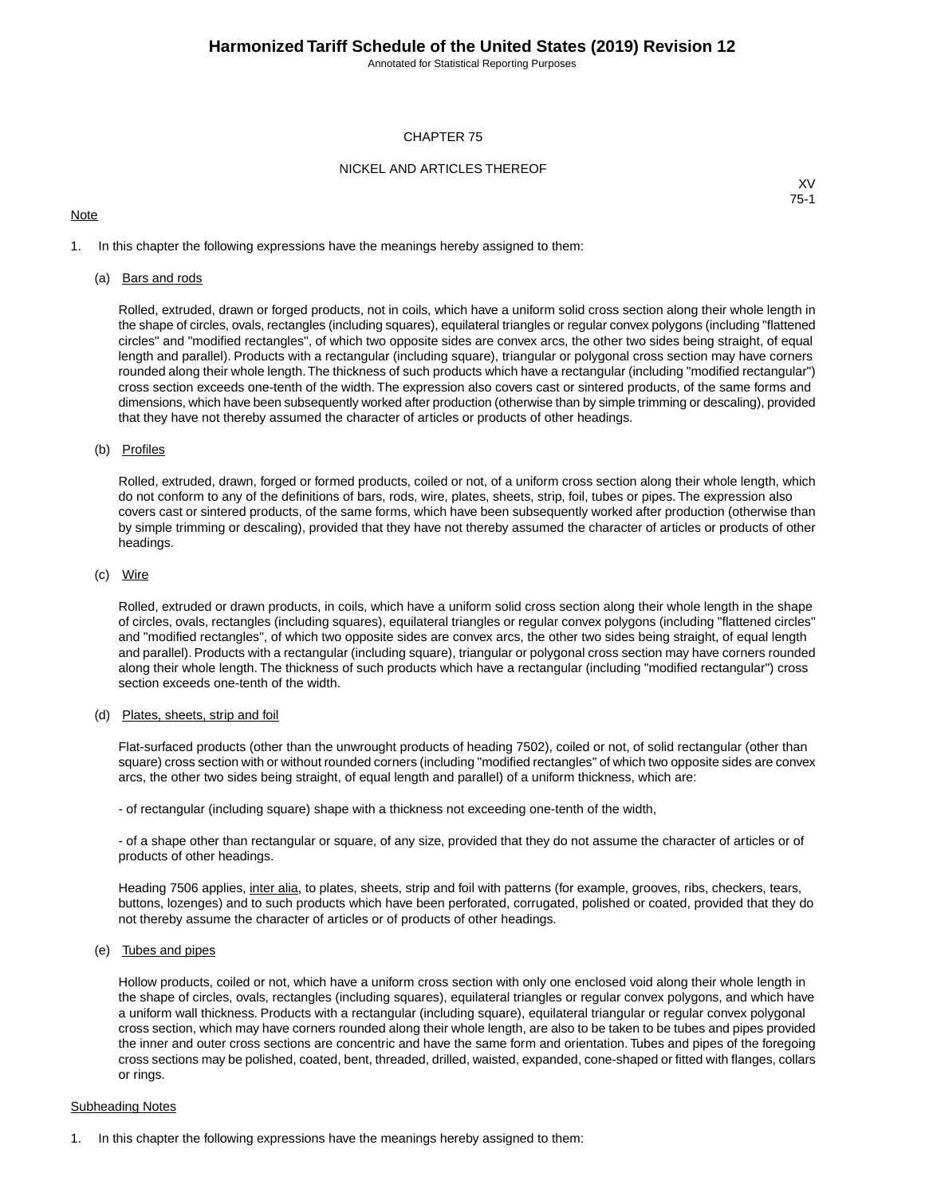# CHAPTER 75

## NICKEL AND ARTICLES THEREOF

XV
75-1

Note

1. In this chapter the following expressions have the meanings hereby assigned to them:

   (a) Bars and rods

   Rolled, extruded, drawn or forged products, not in coils, which have a uniform solid cross section along their whole length in the shape of circles, ovals, rectangles (including squares), equilateral triangles or regular convex polygons (including "flattened circles" and "modified rectangles", of which two opposite sides are convex arcs, the other two sides being straight, of equal length and parallel). Products with a rectangular (including square), triangular or polygonal cross section may have corners rounded along their whole length. The thickness of such products which have a rectangular (including "modified rectangular") cross section exceeds one-tenth of the width. The expression also covers cast or sintered products, of the same forms and dimensions, which have been subsequently worked after production (otherwise than by simple trimming or descaling), provided that they have not thereby assumed the character of articles or products of other headings.

   (b) Profiles

   Rolled, extruded, drawn, forged or formed products, coiled or not, of a uniform cross section along their whole length, which do not conform to any of the definitions of bars, rods, wire, plates, sheets, strip, foil, tubes or pipes. The expression also covers cast or sintered products, of the same forms, which have been subsequently worked after production (otherwise than by simple trimming or descaling), provided that they have not thereby assumed the character of articles or products of other headings.

   (c) Wire

   Rolled, extruded or drawn products, in coils, which have a uniform solid cross section along their whole length in the shape of circles, ovals, rectangles (including squares), equilateral triangles or regular convex polygons (including "flattened circles" and "modified rectangles", of which two opposite sides are convex arcs, the other two sides being straight, of equal length and parallel). Products with a rectangular (including square), triangular or polygonal cross section may have corners rounded along their whole length. The thickness of such products which have a rectangular (including "modified rectangular") cross section exceeds one-tenth of the width.

   (d) Plates, sheets, strip and foil

   Flat-surfaced products (other than the unwrought products of heading 7502), coiled or not, of solid rectangular (other than square) cross section with or without rounded corners (including "modified rectangles" of which two opposite sides are convex arcs, the other two sides being straight, of equal length and parallel) of a uniform thickness, which are:

   - of rectangular (including square) shape with a thickness not exceeding one-tenth of the width,

   - of a shape other than rectangular or square, of any size, provided that they do not assume the character of articles or of products of other headings.

   Heading 7506 applies, inter alia, to plates, sheets, strip and foil with patterns (for example, grooves, ribs, checkers, tears, buttons, lozenges) and to such products which have been perforated, corrugated, polished or coated, provided that they do not thereby assume the character of articles or of products of other headings.

   (e) Tubes and pipes

   Hollow products, coiled or not, which have a uniform cross section with only one enclosed void along their whole length in the shape of circles, ovals, rectangles (including squares), equilateral triangles or regular convex polygons, and which have a uniform wall thickness. Products with a rectangular (including square), equilateral triangular or regular convex polygonal cross section, which may have corners rounded along their whole length, are also to be taken to be tubes and pipes provided the inner and outer cross sections are concentric and have the same form and orientation. Tubes and pipes of the foregoing cross sections may be polished, coated, bent, threaded, drilled, waisted, expanded, cone-shaped or fitted with flanges, collars or rings.

Subheading Notes

1. In this chapter the following expressions have the meanings hereby assigned to them: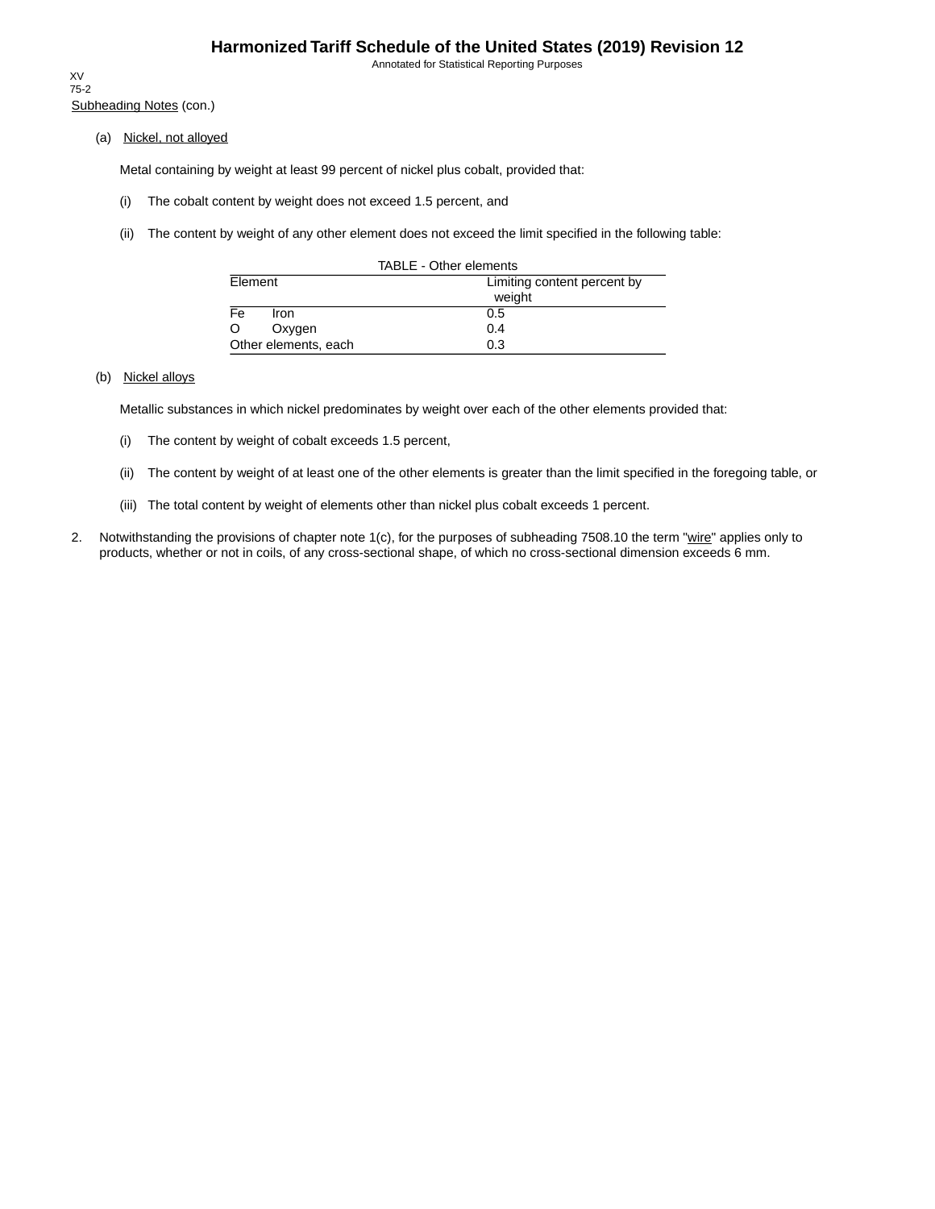Subheading Notes (con.)

(a) Nickel, not alloyed

Metal containing by weight at least 99 percent of nickel plus cobalt, provided that:

(i) The cobalt content by weight does not exceed 1.5 percent, and

(ii) The content by weight of any other element does not exceed the limit specified in the following table:

TABLE - Other elements

| Element | Limiting content percent by weight |
|---|---|
| Fe Iron | 0.5 |
| O Oxygen | 0.4 |
| Other elements, each | 0.3 |

(b) Nickel alloys

Metallic substances in which nickel predominates by weight over each of the other elements provided that:

(i) The content by weight of cobalt exceeds 1.5 percent,

(ii) The content by weight of at least one of the other elements is greater than the limit specified in the foregoing table, or

(iii) The total content by weight of elements other than nickel plus cobalt exceeds 1 percent.

2. Notwithstanding the provisions of chapter note 1(c), for the purposes of subheading 7508.10 the term "wire" applies only to products, whether or not in coils, of any cross-sectional shape, of which no cross-sectional dimension exceeds 6 mm.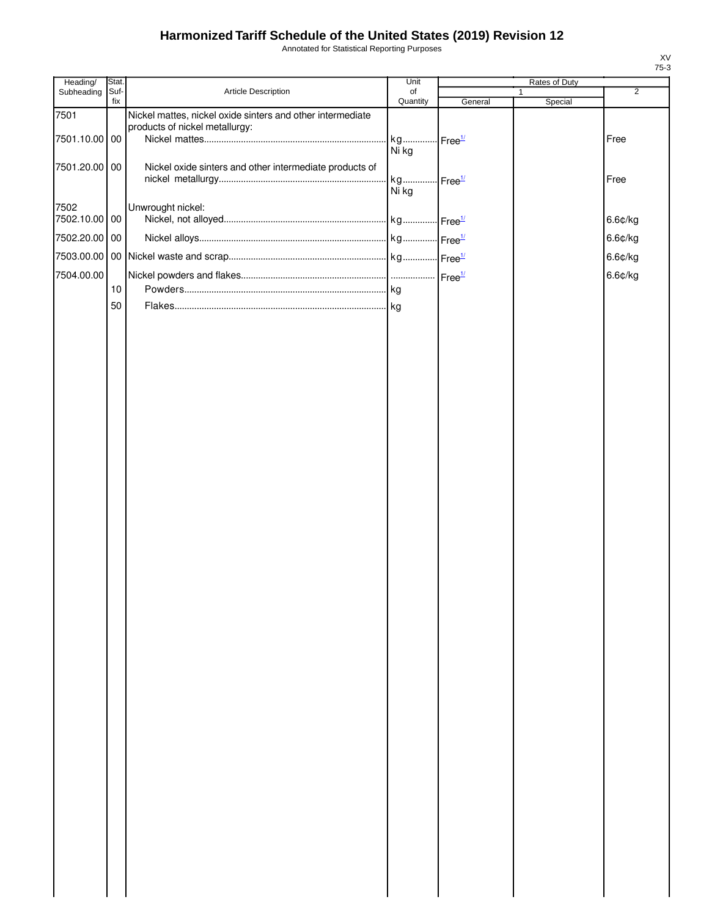# Harmonized Tariff Schedule of the United States (2019) Revision 12

Annotated for Statistical Reporting Purposes

XV
75-3

| Heading/ Subheading | Stat. Suf-fix | Article Description | Unit of Quantity | Rates of Duty 1 General | Special | 2 |
|---|---|---|---|---|---|---|
| 7501 | | Nickel mattes, nickel oxide sinters and other intermediate products of nickel metallurgy: | | | | |
| 7501.10.00 | 00 | Nickel mattes | kg Ni kg | Free[1/] | | Free |
| 7501.20.00 | 00 | Nickel oxide sinters and other intermediate products of nickel metallurgy | kg Ni kg | Free[1/] | | Free |
| 7502 | | Unwrought nickel: | | | | |
| 7502.10.00 | 00 | Nickel, not alloyed | kg | Free[1/] | | 6.6¢/kg |
| 7502.20.00 | 00 | Nickel alloys | kg | Free[1/] | | 6.6¢/kg |
| 7503.00.00 | 00 | Nickel waste and scrap | kg | Free[1/] | | 6.6¢/kg |
| 7504.00.00 | | Nickel powders and flakes | | Free[1/] | | 6.6¢/kg |
| | 10 | Powders | kg | | | |
| | 50 | Flakes | kg | | | |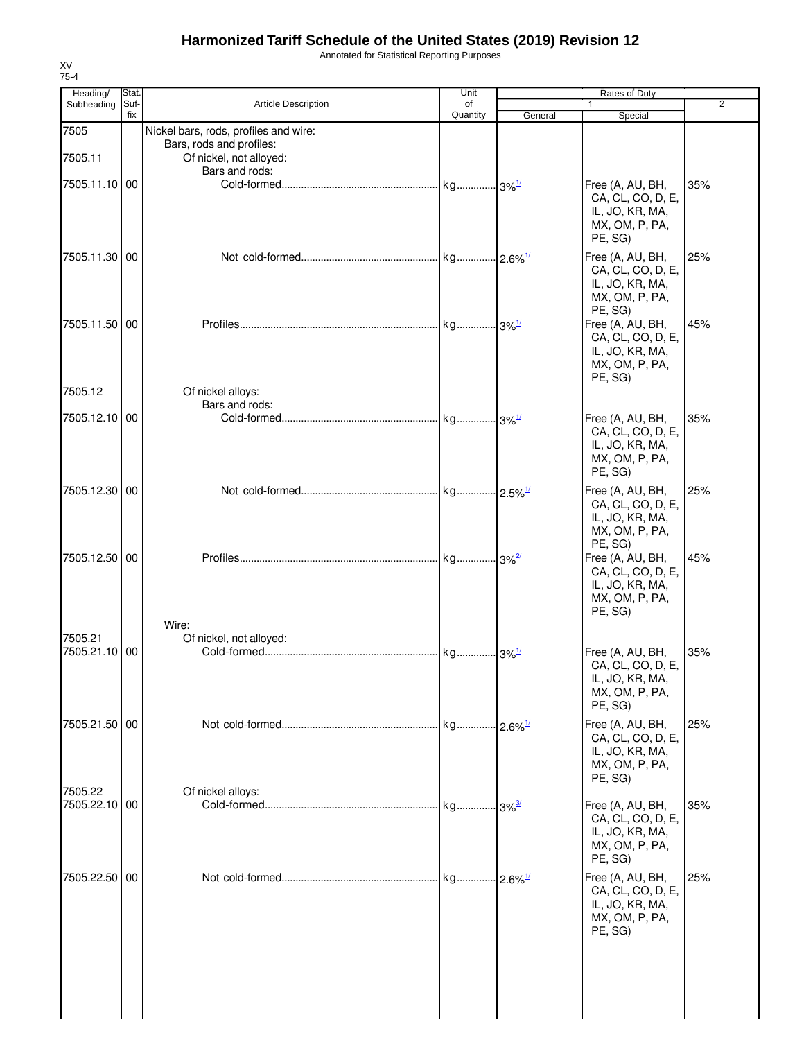# Harmonized Tariff Schedule of the United States (2019) Revision 12

Annotated for Statistical Reporting Purposes

XV
75-4

| Heading/ Subheading | Stat. Suf- fix | Article Description | Unit of Quantity | Rates of Duty 1 General | Special | 2 |
|---|---|---|---|---|---|---|
| 7505 | | Nickel bars, rods, profiles and wire: | | | | |
| | | Bars, rods and profiles: | | | | |
| 7505.11 | | Of nickel, not alloyed: | | | | |
| | | Bars and rods: | | | | |
| 7505.11.10 | 00 | Cold-formed | kg | 3%[1/] | Free (A, AU, BH, CA, CL, CO, D, E, IL, JO, KR, MA, MX, OM, P, PA, PE, SG) | 35% |
| 7505.11.30 | 00 | Not cold-formed | kg | 2.6%[1/] | Free (A, AU, BH, CA, CL, CO, D, E, IL, JO, KR, MA, MX, OM, P, PA, PE, SG) | 25% |
| 7505.11.50 | 00 | Profiles | kg | 3%[1/] | Free (A, AU, BH, CA, CL, CO, D, E, IL, JO, KR, MA, MX, OM, P, PA, PE, SG) | 45% |
| 7505.12 | | Of nickel alloys: | | | | |
| | | Bars and rods: | | | | |
| 7505.12.10 | 00 | Cold-formed | kg | 3%[1/] | Free (A, AU, BH, CA, CL, CO, D, E, IL, JO, KR, MA, MX, OM, P, PA, PE, SG) | 35% |
| 7505.12.30 | 00 | Not cold-formed | kg | 2.5%[1/] | Free (A, AU, BH, CA, CL, CO, D, E, IL, JO, KR, MA, MX, OM, P, PA, PE, SG) | 25% |
| 7505.12.50 | 00 | Profiles | kg | 3%[2/] | Free (A, AU, BH, CA, CL, CO, D, E, IL, JO, KR, MA, MX, OM, P, PA, PE, SG) | 45% |
| | | Wire: | | | | |
| 7505.21 | | Of nickel, not alloyed: | | | | |
| 7505.21.10 | 00 | Cold-formed | kg | 3%[1/] | Free (A, AU, BH, CA, CL, CO, D, E, IL, JO, KR, MA, MX, OM, P, PA, PE, SG) | 35% |
| 7505.21.50 | 00 | Not cold-formed | kg | 2.6%[1/] | Free (A, AU, BH, CA, CL, CO, D, E, IL, JO, KR, MA, MX, OM, P, PA, PE, SG) | 25% |
| 7505.22 | | Of nickel alloys: | | | | |
| 7505.22.10 | 00 | Cold-formed | kg | 3%[3/] | Free (A, AU, BH, CA, CL, CO, D, E, IL, JO, KR, MA, MX, OM, P, PA, PE, SG) | 35% |
| 7505.22.50 | 00 | Not cold-formed | kg | 2.6%[1/] | Free (A, AU, BH, CA, CL, CO, D, E, IL, JO, KR, MA, MX, OM, P, PA, PE, SG) | 25% |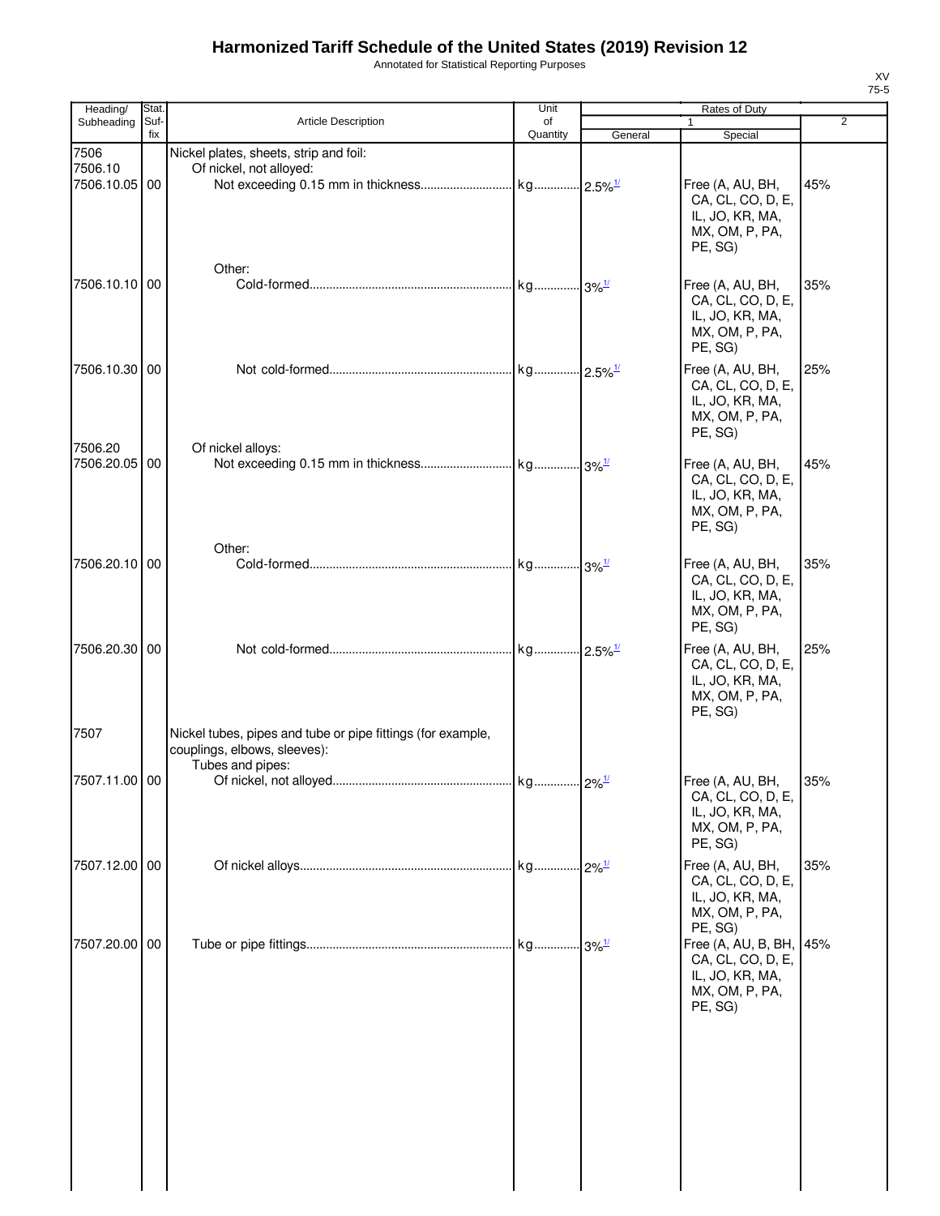# Harmonized Tariff Schedule of the United States (2019) Revision 12

Annotated for Statistical Reporting Purposes

XV
75-5

| Heading/ Subheading | Stat. Suf- fix | Article Description | Unit of Quantity | Rates of Duty | | |
|---|---|---|---|---|---|---|
| | | | | 1 | | 2 |
| | | | | General | Special | |
| 7506 | | Nickel plates, sheets, strip and foil: | | | | |
| 7506.10 | | Of nickel, not alloyed: | | | | |
| 7506.10.05 | 00 | Not exceeding 0.15 mm in thickness | kg | 2.5%[1/] | Free (A, AU, BH, CA, CL, CO, D, E, IL, JO, KR, MA, MX, OM, P, PA, PE, SG) | 45% |
| | | Other: | | | | |
| 7506.10.10 | 00 | Cold-formed | kg | 3%[1/] | Free (A, AU, BH, CA, CL, CO, D, E, IL, JO, KR, MA, MX, OM, P, PA, PE, SG) | 35% |
| 7506.10.30 | 00 | Not cold-formed | kg | 2.5%[1/] | Free (A, AU, BH, CA, CL, CO, D, E, IL, JO, KR, MA, MX, OM, P, PA, PE, SG) | 25% |
| 7506.20 | | Of nickel alloys: | | | | |
| 7506.20.05 | 00 | Not exceeding 0.15 mm in thickness | kg | 3%[1/] | Free (A, AU, BH, CA, CL, CO, D, E, IL, JO, KR, MA, MX, OM, P, PA, PE, SG) | 45% |
| | | Other: | | | | |
| 7506.20.10 | 00 | Cold-formed | kg | 3%[1/] | Free (A, AU, BH, CA, CL, CO, D, E, IL, JO, KR, MA, MX, OM, P, PA, PE, SG) | 35% |
| 7506.20.30 | 00 | Not cold-formed | kg | 2.5%[1/] | Free (A, AU, BH, CA, CL, CO, D, E, IL, JO, KR, MA, MX, OM, P, PA, PE, SG) | 25% |
| 7507 | | Nickel tubes, pipes and tube or pipe fittings (for example, couplings, elbows, sleeves): | | | | |
| | | Tubes and pipes: | | | | |
| 7507.11.00 | 00 | Of nickel, not alloyed | kg | 2%[1/] | Free (A, AU, BH, CA, CL, CO, D, E, IL, JO, KR, MA, MX, OM, P, PA, PE, SG) | 35% |
| 7507.12.00 | 00 | Of nickel alloys | kg | 2%[1/] | Free (A, AU, BH, CA, CL, CO, D, E, IL, JO, KR, MA, MX, OM, P, PA, PE, SG) | 35% |
| 7507.20.00 | 00 | Tube or pipe fittings | kg | 3%[1/] | Free (A, AU, B, BH, CA, CL, CO, D, E, IL, JO, KR, MA, MX, OM, P, PA, PE, SG) | 45% |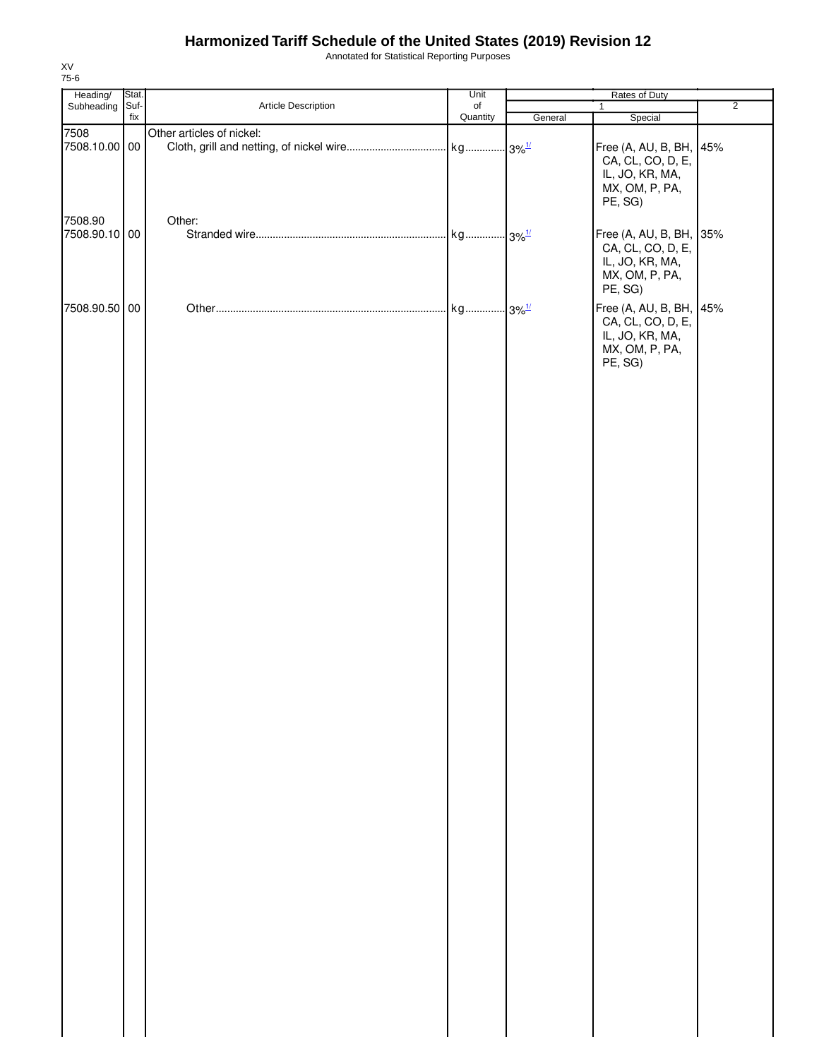# Harmonized Tariff Schedule of the United States (2019) Revision 12

Annotated for Statistical Reporting Purposes

XV
75-6

| Heading/ Subheading | Stat. Suf-fix | Article Description | Unit of Quantity | Rates of Duty | | |
|---|---|---|---|---|---|---|
| | | | | 1 | | 2 |
| | | | | General | Special | |
| 7508 | | Other articles of nickel: | | | | |
| 7508.10.00 | 00 | Cloth, grill and netting, of nickel wire | kg | 3%[1/] | Free (A, AU, B, BH, CA, CL, CO, D, E, IL, JO, KR, MA, MX, OM, P, PA, PE, SG) | 45% |
| 7508.90 | | Other: | | | | |
| 7508.90.10 | 00 | Stranded wire | kg | 3%[1/] | Free (A, AU, B, BH, CA, CL, CO, D, E, IL, JO, KR, MA, MX, OM, P, PA, PE, SG) | 35% |
| 7508.90.50 | 00 | Other | kg | 3%[1/] | Free (A, AU, B, BH, CA, CL, CO, D, E, IL, JO, KR, MA, MX, OM, P, PA, PE, SG) | 45% |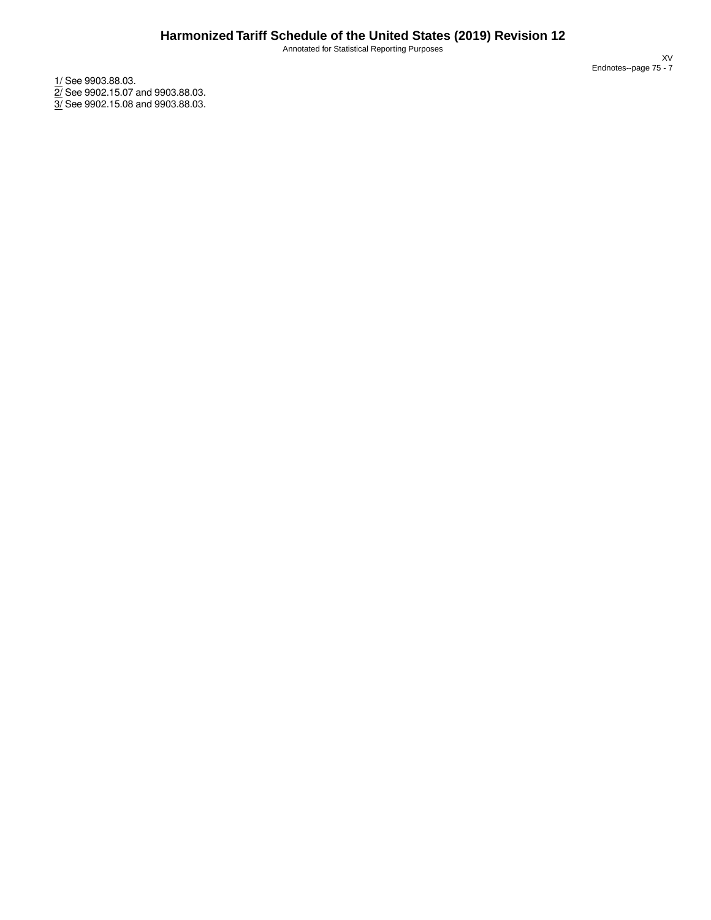1/ See 9903.88.03.
2/ See 9902.15.07 and 9903.88.03.
3/ See 9902.15.08 and 9903.88.03.